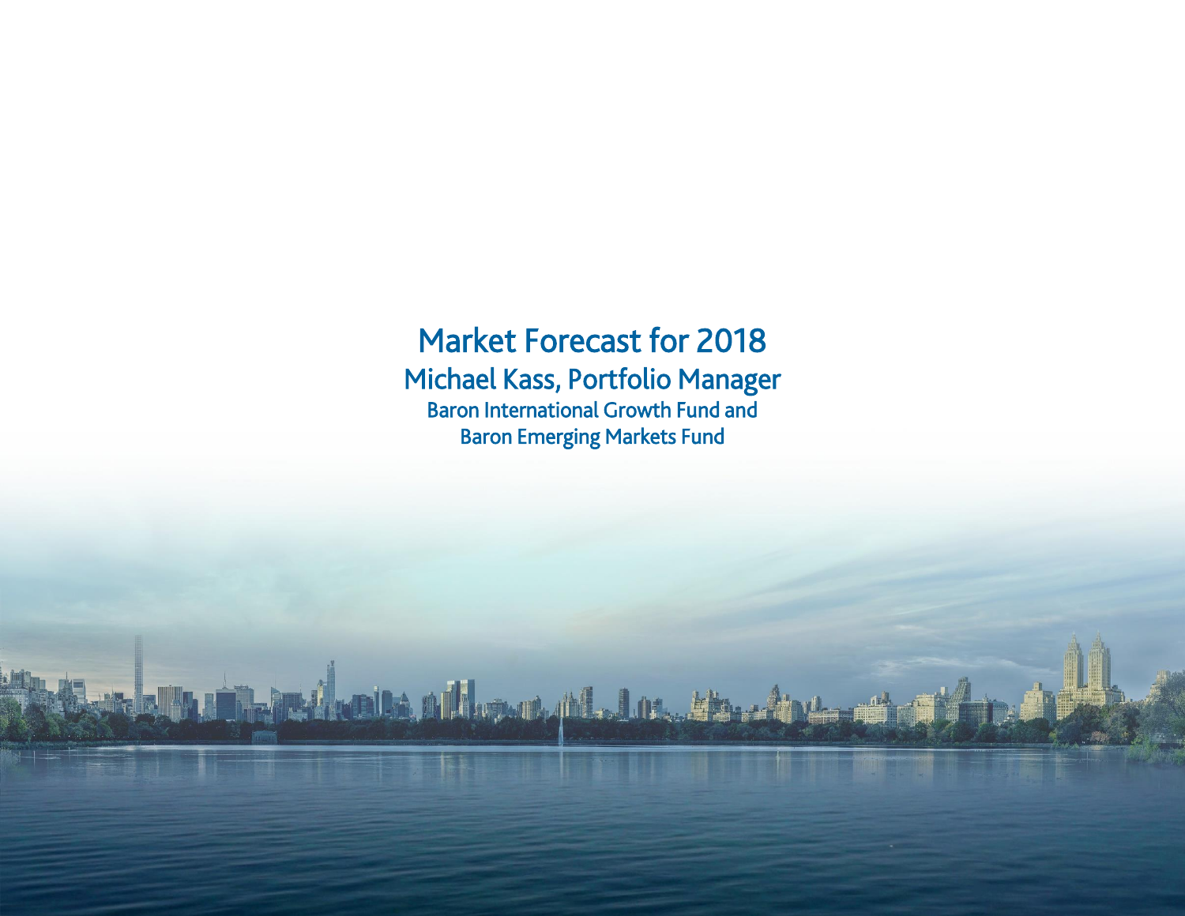# Market Forecast for 2018

## Michael Kass, Portfolio Manager

### Baron International Growth Fund and Baron Emerging Markets Fund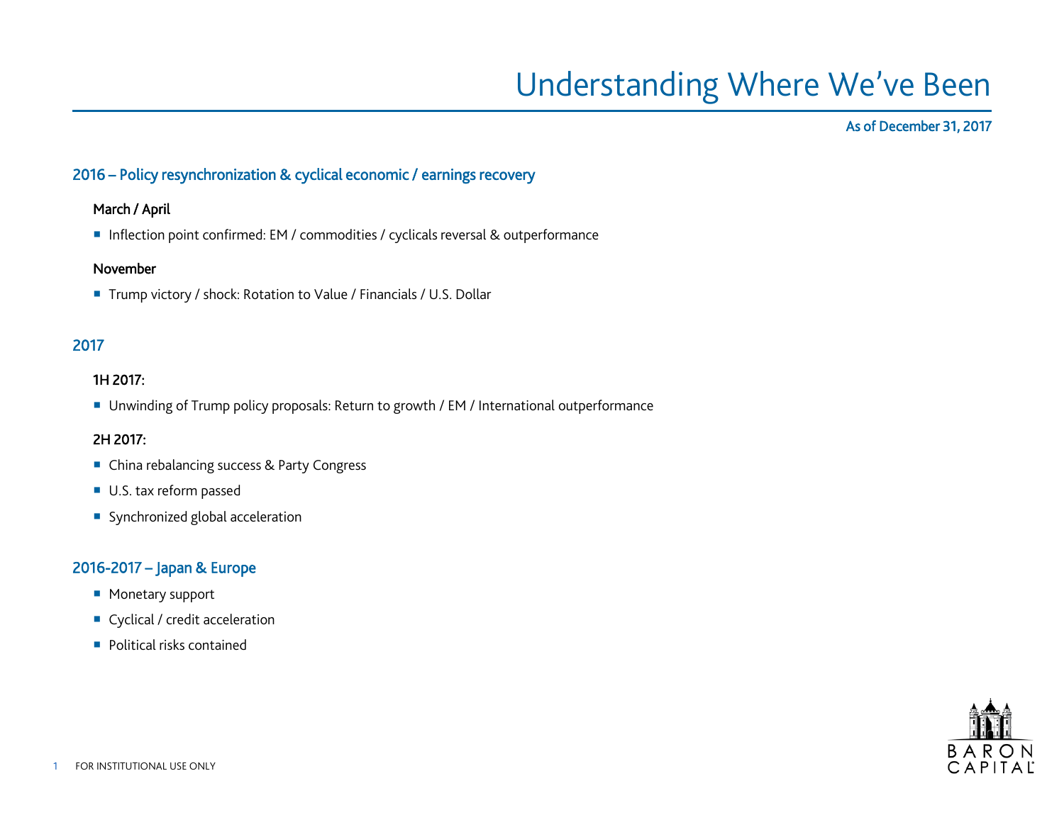# Understanding Where We've Been

As of December 31, 2017

## 2016 – Policy resynchronization & cyclical economic / earnings recovery

### March / April

- Inflection point confirmed: EM / commodities / cyclicals reversal & outperformance

### November

- Trump victory / shock: Rotation to Value / Financials / U.S. Dollar

## 2017

### 1H 2017:

- Unwinding of Trump policy proposals: Return to growth / EM / International outperformance

### 2H 2017:

- China rebalancing success & Party Congress
- U.S. tax reform passed
- Synchronized global acceleration

## 2016-2017 – Japan & Europe

- Monetary support
- Cyclical / credit acceleration
- Political risks contained

FOR INSTITUTIONAL USE ONLY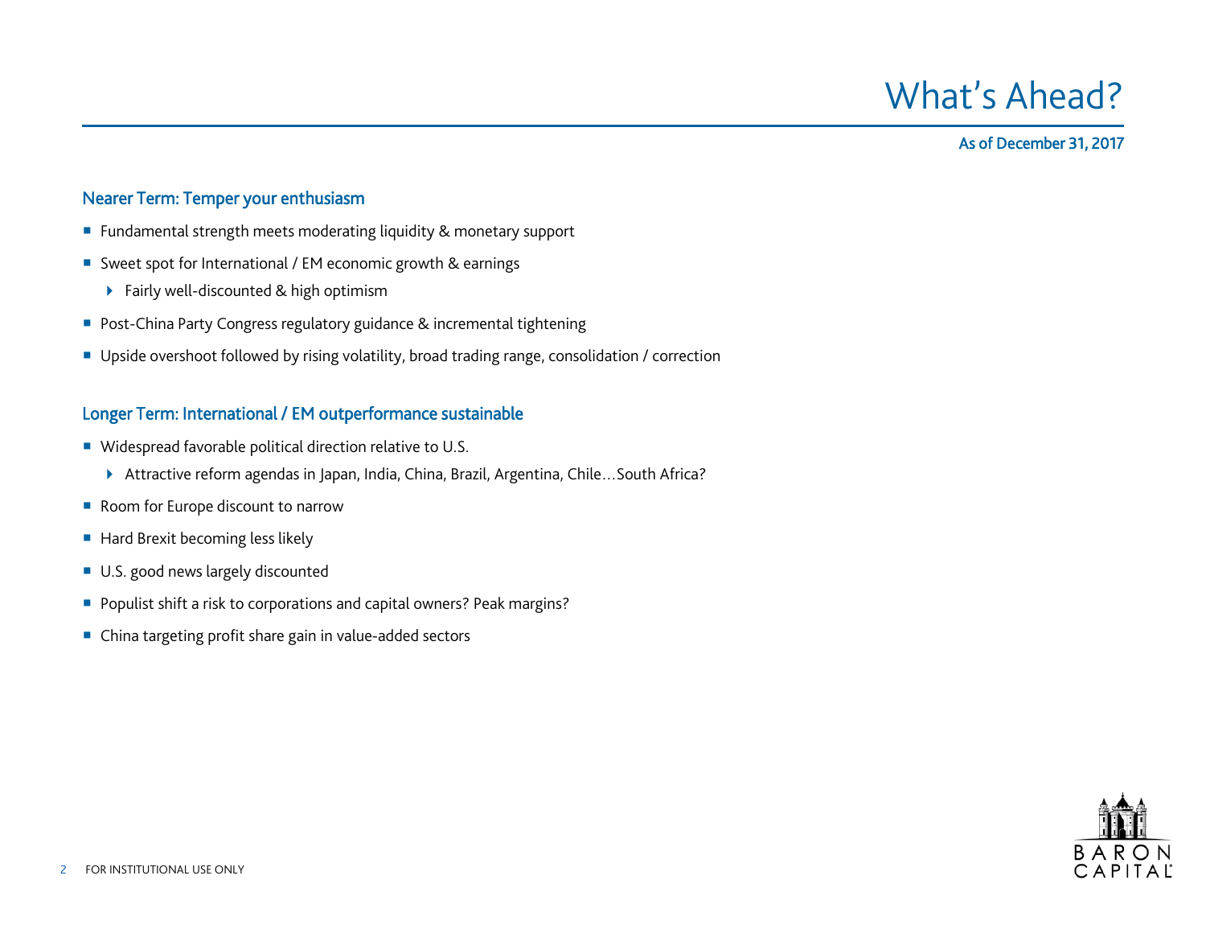# What's Ahead?

**As of December 31, 2017**

## Nearer Term: Temper your enthusiasm

- Fundamental strength meets moderating liquidity & monetary support
- Sweet spot for International / EM economic growth & earnings
  - Fairly well-discounted & high optimism
- Post-China Party Congress regulatory guidance & incremental tightening
- Upside overshoot followed by rising volatility, broad trading range, consolidation / correction

## Longer Term: International / EM outperformance sustainable

- Widespread favorable political direction relative to U.S.
  - Attractive reform agendas in Japan, India, China, Brazil, Argentina, Chile…South Africa?
- Room for Europe discount to narrow
- Hard Brexit becoming less likely
- U.S. good news largely discounted
- Populist shift a risk to corporations and capital owners? Peak margins?
- China targeting profit share gain in value-added sectors

FOR INSTITUTIONAL USE ONLY